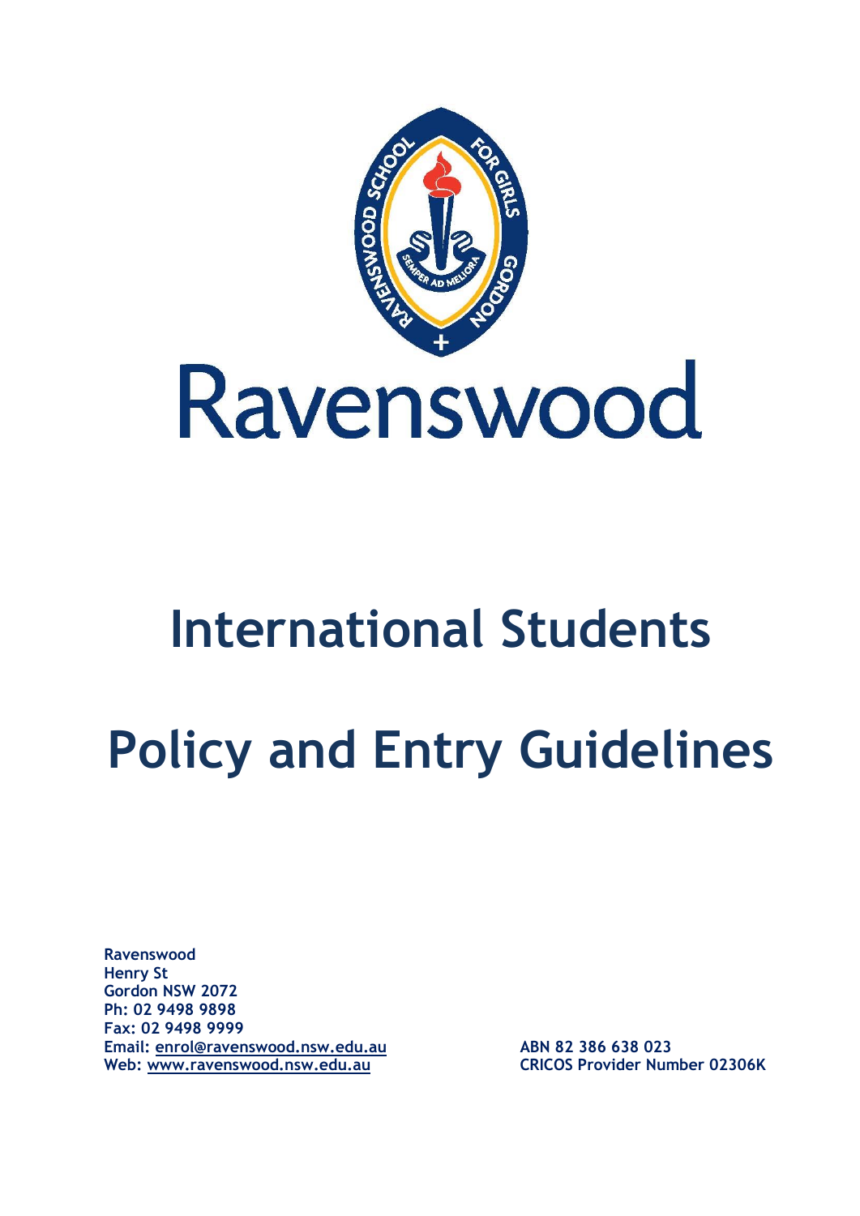# Ravenswood

# International Students

# Policy and Entry Guidelines

**Ravenswood**
**Henry St**
**Gordon NSW 2072**
**Ph: 02 9498 9898**
**Fax: 02 9498 9999**
**Email: enrol@ravenswood.nsw.edu.au**
**Web: www.ravenswood.nsw.edu.au**

**ABN 82 386 638 023**
**CRICOS Provider Number 02306K**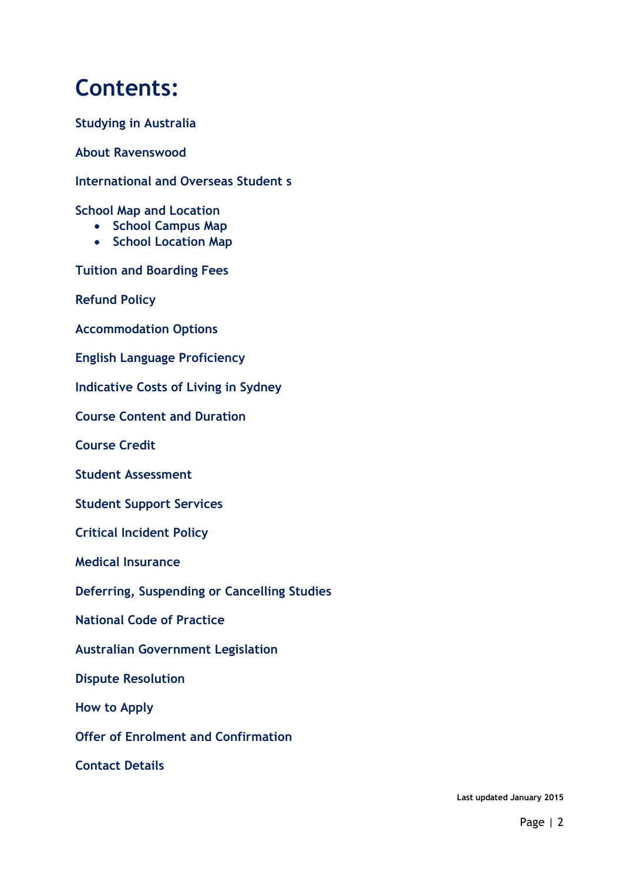# Contents:

Studying in Australia

About Ravenswood

International and Overseas Student s

School Map and Location
- School Campus Map
- School Location Map

Tuition and Boarding Fees

Refund Policy

Accommodation Options

English Language Proficiency

Indicative Costs of Living in Sydney

Course Content and Duration

Course Credit

Student Assessment

Student Support Services

Critical Incident Policy

Medical Insurance

Deferring, Suspending or Cancelling Studies

National Code of Practice

Australian Government Legislation

Dispute Resolution

How to Apply

Offer of Enrolment and Confirmation

Contact Details

Last updated January 2015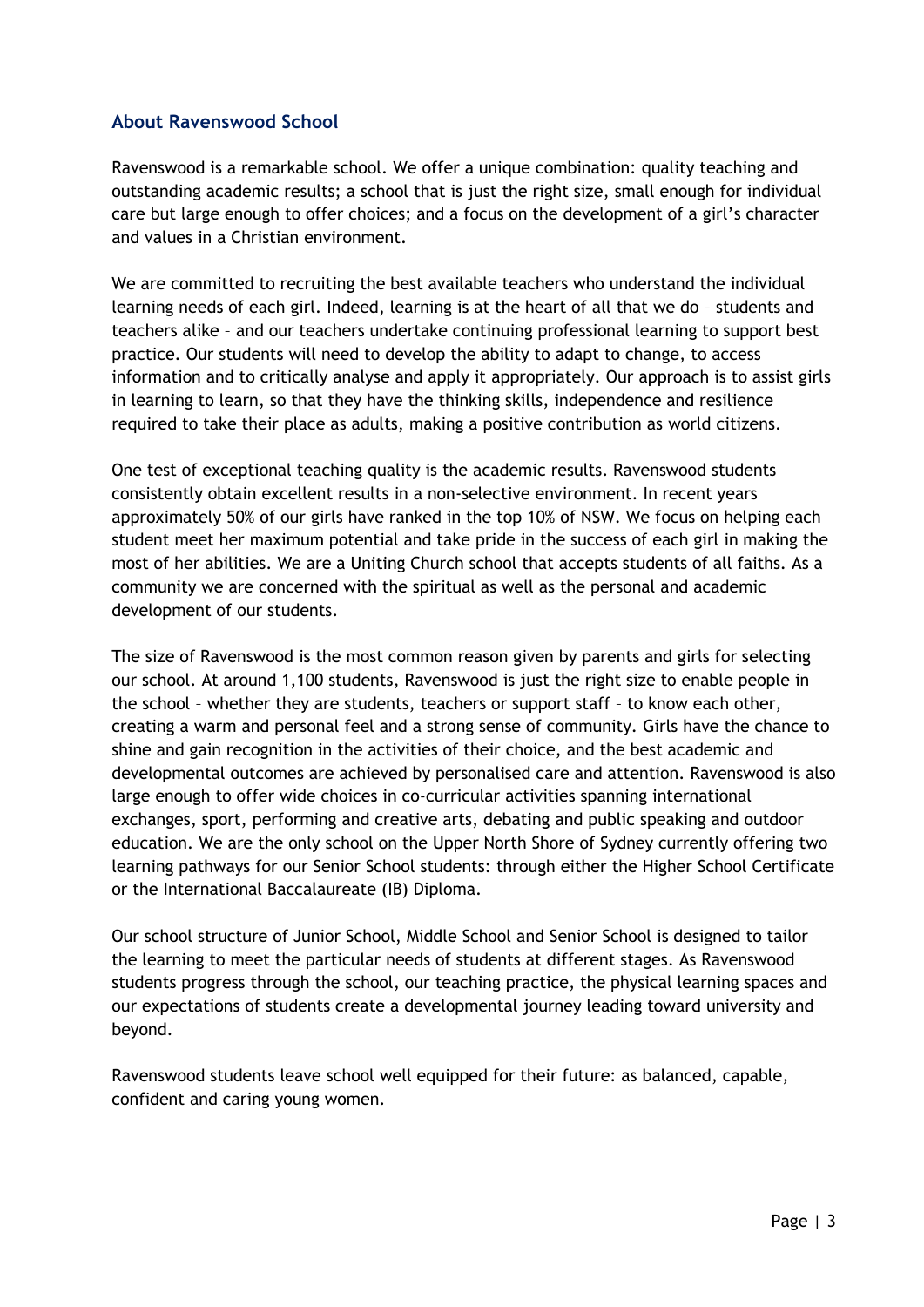## About Ravenswood School

Ravenswood is a remarkable school. We offer a unique combination: quality teaching and outstanding academic results; a school that is just the right size, small enough for individual care but large enough to offer choices; and a focus on the development of a girl's character and values in a Christian environment.

We are committed to recruiting the best available teachers who understand the individual learning needs of each girl. Indeed, learning is at the heart of all that we do – students and teachers alike – and our teachers undertake continuing professional learning to support best practice. Our students will need to develop the ability to adapt to change, to access information and to critically analyse and apply it appropriately. Our approach is to assist girls in learning to learn, so that they have the thinking skills, independence and resilience required to take their place as adults, making a positive contribution as world citizens.

One test of exceptional teaching quality is the academic results. Ravenswood students consistently obtain excellent results in a non-selective environment. In recent years approximately 50% of our girls have ranked in the top 10% of NSW. We focus on helping each student meet her maximum potential and take pride in the success of each girl in making the most of her abilities. We are a Uniting Church school that accepts students of all faiths. As a community we are concerned with the spiritual as well as the personal and academic development of our students.

The size of Ravenswood is the most common reason given by parents and girls for selecting our school. At around 1,100 students, Ravenswood is just the right size to enable people in the school – whether they are students, teachers or support staff – to know each other, creating a warm and personal feel and a strong sense of community. Girls have the chance to shine and gain recognition in the activities of their choice, and the best academic and developmental outcomes are achieved by personalised care and attention. Ravenswood is also large enough to offer wide choices in co-curricular activities spanning international exchanges, sport, performing and creative arts, debating and public speaking and outdoor education. We are the only school on the Upper North Shore of Sydney currently offering two learning pathways for our Senior School students: through either the Higher School Certificate or the International Baccalaureate (IB) Diploma.

Our school structure of Junior School, Middle School and Senior School is designed to tailor the learning to meet the particular needs of students at different stages. As Ravenswood students progress through the school, our teaching practice, the physical learning spaces and our expectations of students create a developmental journey leading toward university and beyond.

Ravenswood students leave school well equipped for their future: as balanced, capable, confident and caring young women.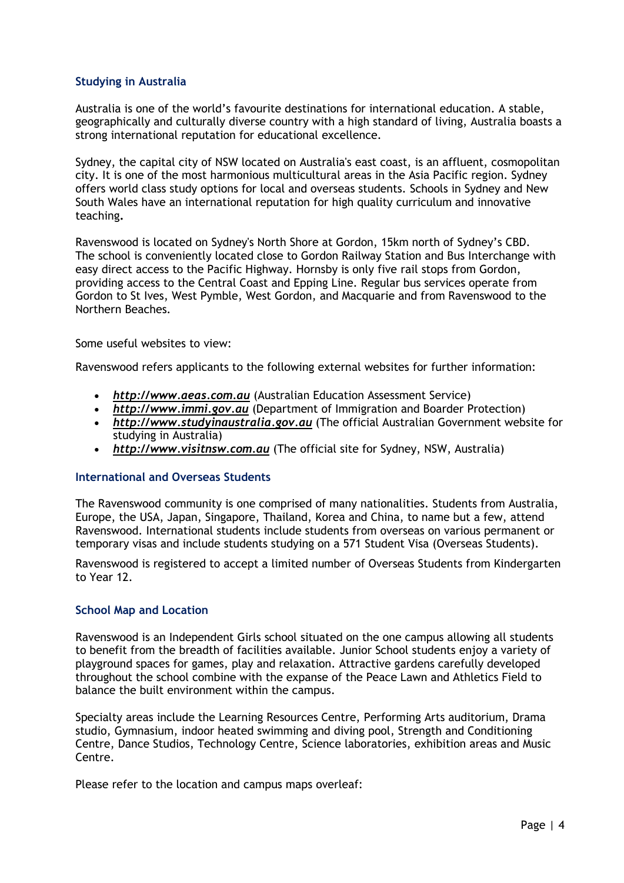## Studying in Australia

Australia is one of the world's favourite destinations for international education. A stable, geographically and culturally diverse country with a high standard of living, Australia boasts a strong international reputation for educational excellence.

Sydney, the capital city of NSW located on Australia's east coast, is an affluent, cosmopolitan city. It is one of the most harmonious multicultural areas in the Asia Pacific region. Sydney offers world class study options for local and overseas students. Schools in Sydney and New South Wales have an international reputation for high quality curriculum and innovative teaching**.**

Ravenswood is located on Sydney's North Shore at Gordon, 15km north of Sydney's CBD. The school is conveniently located close to Gordon Railway Station and Bus Interchange with easy direct access to the Pacific Highway. Hornsby is only five rail stops from Gordon, providing access to the Central Coast and Epping Line. Regular bus services operate from Gordon to St Ives, West Pymble, West Gordon, and Macquarie and from Ravenswood to the Northern Beaches.

Some useful websites to view:

Ravenswood refers applicants to the following external websites for further information:

- ***http://www.aeas.com.au*** (Australian Education Assessment Service)
- ***http://www.immi.gov.au*** (Department of Immigration and Boarder Protection)
- ***http://www.studyinaustralia.gov.au*** (The official Australian Government website for studying in Australia)
- ***http://www.visitnsw.com.au*** (The official site for Sydney, NSW, Australia)

## International and Overseas Students

The Ravenswood community is one comprised of many nationalities. Students from Australia, Europe, the USA, Japan, Singapore, Thailand, Korea and China, to name but a few, attend Ravenswood. International students include students from overseas on various permanent or temporary visas and include students studying on a 571 Student Visa (Overseas Students).

Ravenswood is registered to accept a limited number of Overseas Students from Kindergarten to Year 12.

## School Map and Location

Ravenswood is an Independent Girls school situated on the one campus allowing all students to benefit from the breadth of facilities available. Junior School students enjoy a variety of playground spaces for games, play and relaxation. Attractive gardens carefully developed throughout the school combine with the expanse of the Peace Lawn and Athletics Field to balance the built environment within the campus.

Specialty areas include the Learning Resources Centre, Performing Arts auditorium, Drama studio, Gymnasium, indoor heated swimming and diving pool, Strength and Conditioning Centre, Dance Studios, Technology Centre, Science laboratories, exhibition areas and Music Centre.

Please refer to the location and campus maps overleaf: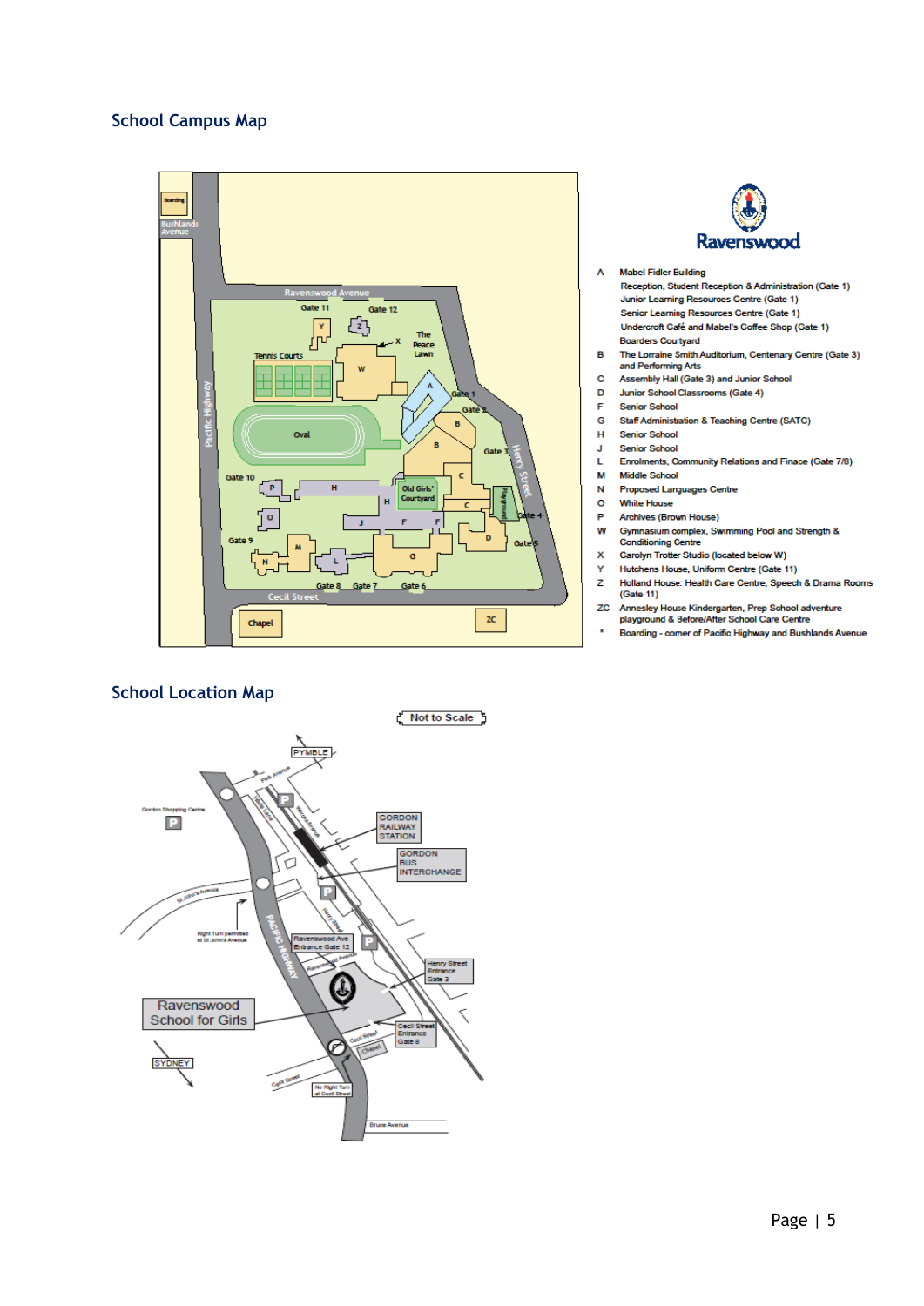## School Campus Map

**Ravenswood**

- **A** Mabel Fidler Building
  - Reception, Student Reception & Administration (Gate 1)
  - Junior Learning Resources Centre (Gate 1)
  - Senior Learning Resources Centre (Gate 1)
  - Undercroft Café and Mabel's Coffee Shop (Gate 1)
  - Boarders Courtyard
- **B** The Lorraine Smith Auditorium, Centenary Centre (Gate 3) and Performing Arts
- **C** Assembly Hall (Gate 3) and Junior School
- **D** Junior School Classrooms (Gate 4)
- **F** Senior School
- **G** Staff Administration & Teaching Centre (SATC)
- **H** Senior School
- **J** Senior School
- **L** Enrolments, Community Relations and Finace (Gate 7/8)
- **M** Middle School
- **N** Proposed Languages Centre
- **O** White House
- **P** Archives (Brown House)
- **W** Gymnasium complex, Swimming Pool and Strength & Conditioning Centre
- **X** Carolyn Trotter Studio (located below W)
- **Y** Hutchens House, Uniform Centre (Gate 11)
- **Z** Holland House: Health Care Centre, Speech & Drama Rooms (Gate 11)
- **ZC** Annesley House Kindergarten, Prep School adventure playground & Before/After School Care Centre
- **\*** Boarding - corner of Pacific Highway and Bushlands Avenue

## School Location Map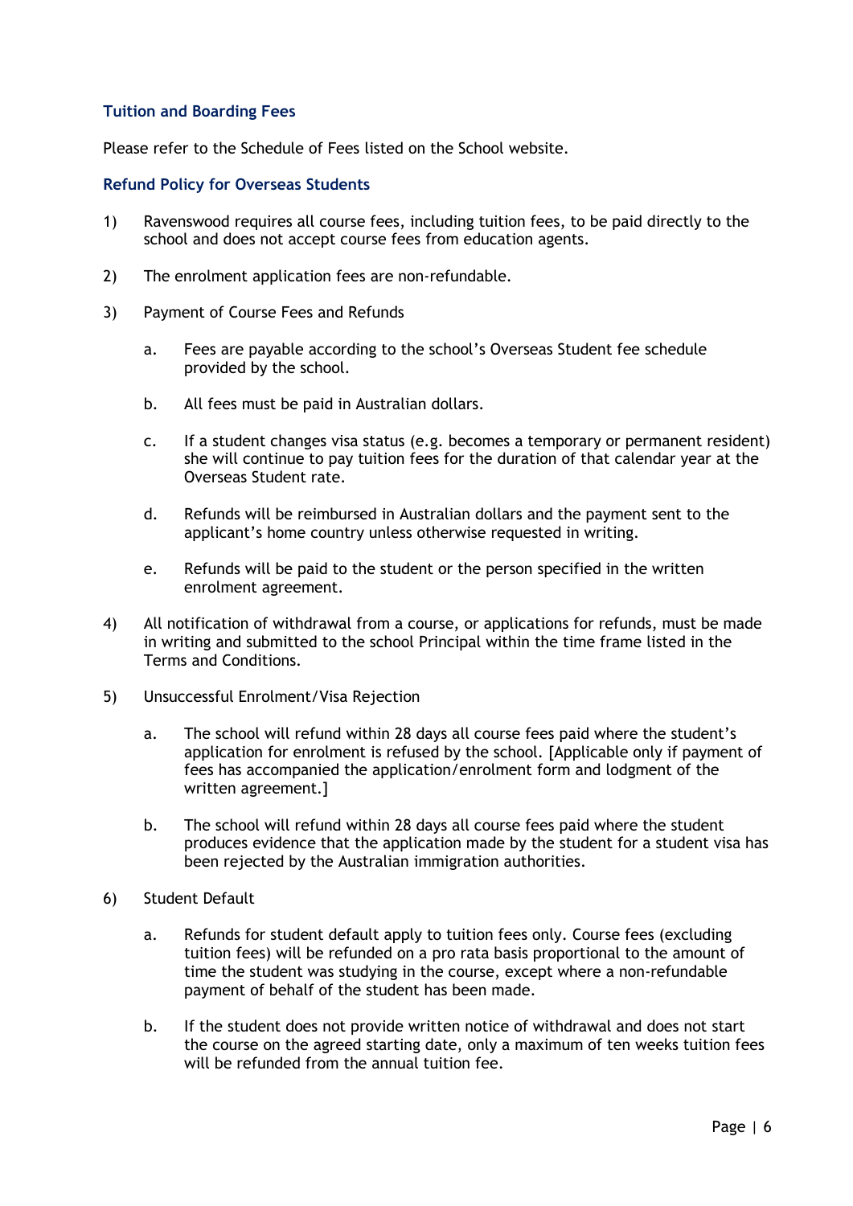## Tuition and Boarding Fees

Please refer to the Schedule of Fees listed on the School website.

## Refund Policy for Overseas Students

1) Ravenswood requires all course fees, including tuition fees, to be paid directly to the school and does not accept course fees from education agents.

2) The enrolment application fees are non-refundable.

3) Payment of Course Fees and Refunds

    a. Fees are payable according to the school's Overseas Student fee schedule provided by the school.

    b. All fees must be paid in Australian dollars.

    c. If a student changes visa status (e.g. becomes a temporary or permanent resident) she will continue to pay tuition fees for the duration of that calendar year at the Overseas Student rate.

    d. Refunds will be reimbursed in Australian dollars and the payment sent to the applicant's home country unless otherwise requested in writing.

    e. Refunds will be paid to the student or the person specified in the written enrolment agreement.

4) All notification of withdrawal from a course, or applications for refunds, must be made in writing and submitted to the school Principal within the time frame listed in the Terms and Conditions.

5) Unsuccessful Enrolment/Visa Rejection

    a. The school will refund within 28 days all course fees paid where the student's application for enrolment is refused by the school. [Applicable only if payment of fees has accompanied the application/enrolment form and lodgment of the written agreement.]

    b. The school will refund within 28 days all course fees paid where the student produces evidence that the application made by the student for a student visa has been rejected by the Australian immigration authorities.

6) Student Default

    a. Refunds for student default apply to tuition fees only. Course fees (excluding tuition fees) will be refunded on a pro rata basis proportional to the amount of time the student was studying in the course, except where a non-refundable payment of behalf of the student has been made.

    b. If the student does not provide written notice of withdrawal and does not start the course on the agreed starting date, only a maximum of ten weeks tuition fees will be refunded from the annual tuition fee.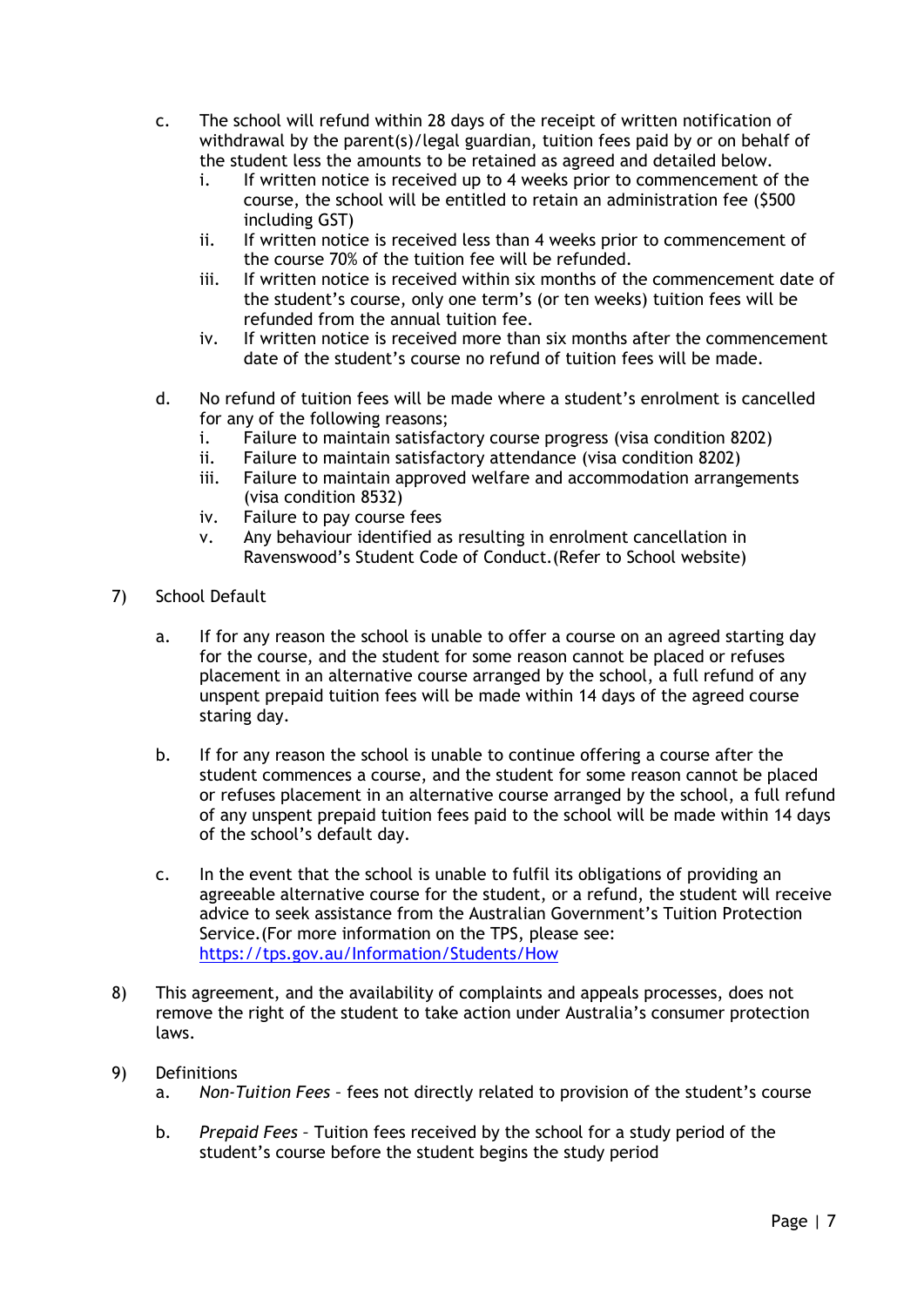c. The school will refund within 28 days of the receipt of written notification of withdrawal by the parent(s)/legal guardian, tuition fees paid by or on behalf of the student less the amounts to be retained as agreed and detailed below.
   i. If written notice is received up to 4 weeks prior to commencement of the course, the school will be entitled to retain an administration fee ($500 including GST)
   ii. If written notice is received less than 4 weeks prior to commencement of the course 70% of the tuition fee will be refunded.
   iii. If written notice is received within six months of the commencement date of the student's course, only one term's (or ten weeks) tuition fees will be refunded from the annual tuition fee.
   iv. If written notice is received more than six months after the commencement date of the student's course no refund of tuition fees will be made.

d. No refund of tuition fees will be made where a student's enrolment is cancelled for any of the following reasons;
   i. Failure to maintain satisfactory course progress (visa condition 8202)
   ii. Failure to maintain satisfactory attendance (visa condition 8202)
   iii. Failure to maintain approved welfare and accommodation arrangements (visa condition 8532)
   iv. Failure to pay course fees
   v. Any behaviour identified as resulting in enrolment cancellation in Ravenswood's Student Code of Conduct.(Refer to School website)

7) School Default

   a. If for any reason the school is unable to offer a course on an agreed starting day for the course, and the student for some reason cannot be placed or refuses placement in an alternative course arranged by the school, a full refund of any unspent prepaid tuition fees will be made within 14 days of the agreed course staring day.

   b. If for any reason the school is unable to continue offering a course after the student commences a course, and the student for some reason cannot be placed or refuses placement in an alternative course arranged by the school, a full refund of any unspent prepaid tuition fees paid to the school will be made within 14 days of the school's default day.

   c. In the event that the school is unable to fulfil its obligations of providing an agreeable alternative course for the student, or a refund, the student will receive advice to seek assistance from the Australian Government's Tuition Protection Service.(For more information on the TPS, please see: [https://tps.gov.au/Information/Students/How](https://tps.gov.au/Information/Students/How)

8) This agreement, and the availability of complaints and appeals processes, does not remove the right of the student to take action under Australia's consumer protection laws.

9) Definitions
   a. *Non-Tuition Fees* – fees not directly related to provision of the student's course

   b. *Prepaid Fees* – Tuition fees received by the school for a study period of the student's course before the student begins the study period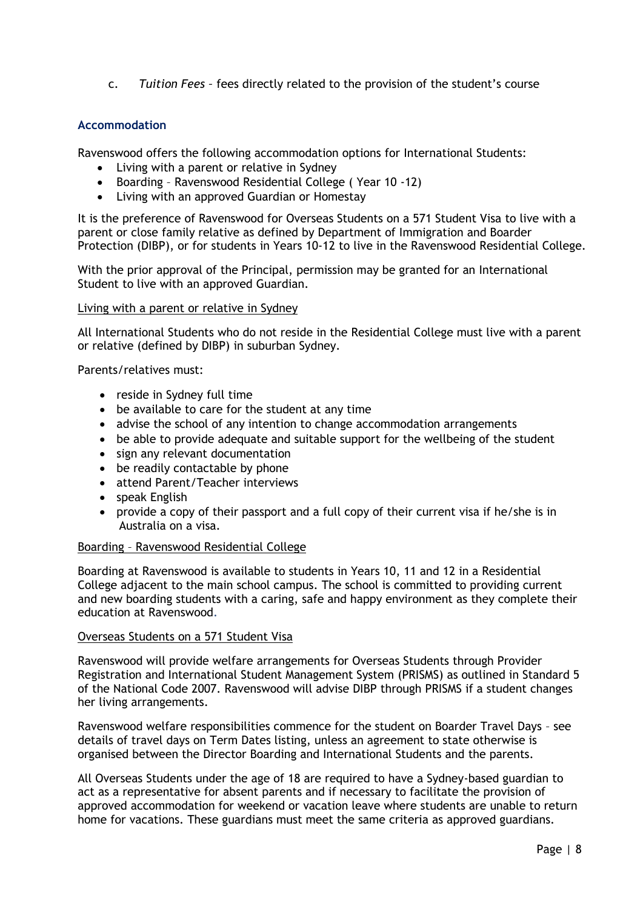c. *Tuition Fees* – fees directly related to the provision of the student's course

### Accommodation

Ravenswood offers the following accommodation options for International Students:

- Living with a parent or relative in Sydney
- Boarding – Ravenswood Residential College ( Year 10 -12)
- Living with an approved Guardian or Homestay

It is the preference of Ravenswood for Overseas Students on a 571 Student Visa to live with a parent or close family relative as defined by Department of Immigration and Boarder Protection (DIBP), or for students in Years 10-12 to live in the Ravenswood Residential College.

With the prior approval of the Principal, permission may be granted for an International Student to live with an approved Guardian.

#### Living with a parent or relative in Sydney

All International Students who do not reside in the Residential College must live with a parent or relative (defined by DIBP) in suburban Sydney.

Parents/relatives must:

- reside in Sydney full time
- be available to care for the student at any time
- advise the school of any intention to change accommodation arrangements
- be able to provide adequate and suitable support for the wellbeing of the student
- sign any relevant documentation
- be readily contactable by phone
- attend Parent/Teacher interviews
- speak English
- provide a copy of their passport and a full copy of their current visa if he/she is in Australia on a visa.

#### Boarding – Ravenswood Residential College

Boarding at Ravenswood is available to students in Years 10, 11 and 12 in a Residential College adjacent to the main school campus. The school is committed to providing current and new boarding students with a caring, safe and happy environment as they complete their education at Ravenswood.

#### Overseas Students on a 571 Student Visa

Ravenswood will provide welfare arrangements for Overseas Students through Provider Registration and International Student Management System (PRISMS) as outlined in Standard 5 of the National Code 2007. Ravenswood will advise DIBP through PRISMS if a student changes her living arrangements.

Ravenswood welfare responsibilities commence for the student on Boarder Travel Days – see details of travel days on Term Dates listing, unless an agreement to state otherwise is organised between the Director Boarding and International Students and the parents.

All Overseas Students under the age of 18 are required to have a Sydney-based guardian to act as a representative for absent parents and if necessary to facilitate the provision of approved accommodation for weekend or vacation leave where students are unable to return home for vacations. These guardians must meet the same criteria as approved guardians.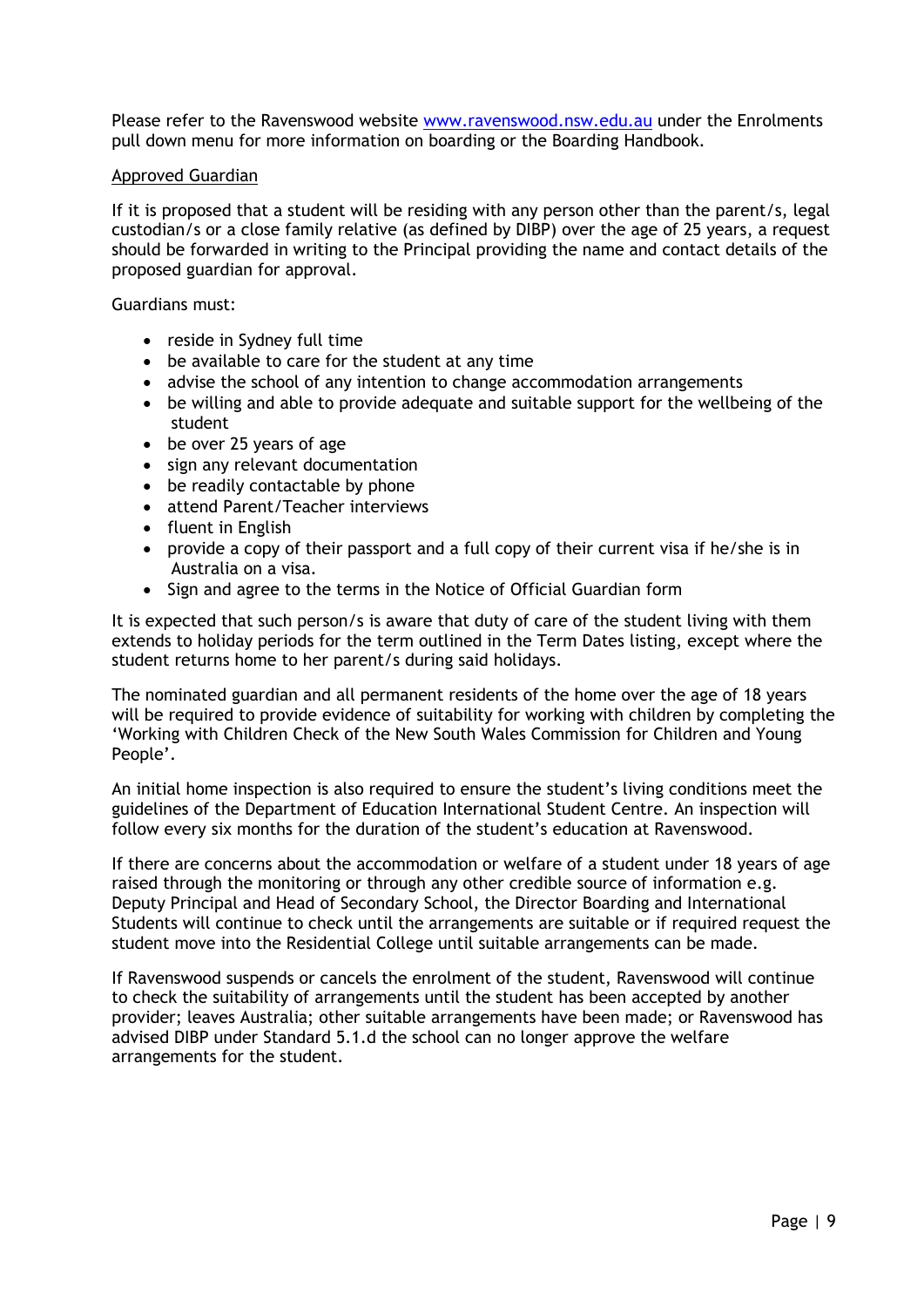Please refer to the Ravenswood website [www.ravenswood.nsw.edu.au](www.ravenswood.nsw.edu.au) under the Enrolments pull down menu for more information on boarding or the Boarding Handbook.

<u>Approved Guardian</u>

If it is proposed that a student will be residing with any person other than the parent/s, legal custodian/s or a close family relative (as defined by DIBP) over the age of 25 years, a request should be forwarded in writing to the Principal providing the name and contact details of the proposed guardian for approval.

Guardians must:

- reside in Sydney full time
- be available to care for the student at any time
- advise the school of any intention to change accommodation arrangements
- be willing and able to provide adequate and suitable support for the wellbeing of the student
- be over 25 years of age
- sign any relevant documentation
- be readily contactable by phone
- attend Parent/Teacher interviews
- fluent in English
- provide a copy of their passport and a full copy of their current visa if he/she is in Australia on a visa.
- Sign and agree to the terms in the Notice of Official Guardian form

It is expected that such person/s is aware that duty of care of the student living with them extends to holiday periods for the term outlined in the Term Dates listing, except where the student returns home to her parent/s during said holidays.

The nominated guardian and all permanent residents of the home over the age of 18 years will be required to provide evidence of suitability for working with children by completing the 'Working with Children Check of the New South Wales Commission for Children and Young People'.

An initial home inspection is also required to ensure the student's living conditions meet the guidelines of the Department of Education International Student Centre. An inspection will follow every six months for the duration of the student's education at Ravenswood.

If there are concerns about the accommodation or welfare of a student under 18 years of age raised through the monitoring or through any other credible source of information e.g. Deputy Principal and Head of Secondary School, the Director Boarding and International Students will continue to check until the arrangements are suitable or if required request the student move into the Residential College until suitable arrangements can be made.

If Ravenswood suspends or cancels the enrolment of the student, Ravenswood will continue to check the suitability of arrangements until the student has been accepted by another provider; leaves Australia; other suitable arrangements have been made; or Ravenswood has advised DIBP under Standard 5.1.d the school can no longer approve the welfare arrangements for the student.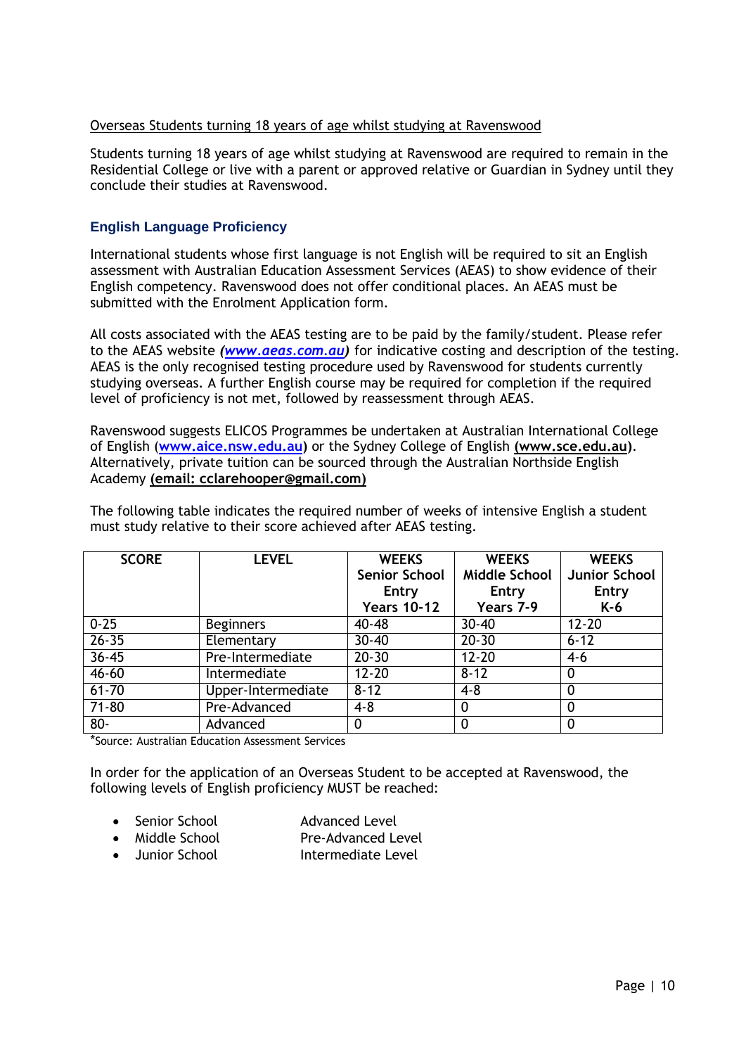Overseas Students turning 18 years of age whilst studying at Ravenswood

Students turning 18 years of age whilst studying at Ravenswood are required to remain in the Residential College or live with a parent or approved relative or Guardian in Sydney until they conclude their studies at Ravenswood.

## English Language Proficiency

International students whose first language is not English will be required to sit an English assessment with Australian Education Assessment Services (AEAS) to show evidence of their English competency. Ravenswood does not offer conditional places. An AEAS must be submitted with the Enrolment Application form.

All costs associated with the AEAS testing are to be paid by the family/student. Please refer to the AEAS website ***(www.aeas.com.au)*** for indicative costing and description of the testing. AEAS is the only recognised testing procedure used by Ravenswood for students currently studying overseas. A further English course may be required for completion if the required level of proficiency is not met, followed by reassessment through AEAS.

Ravenswood suggests ELICOS Programmes be undertaken at Australian International College of English (**www.aice.nsw.edu.au**) or the Sydney College of English **(www.sce.edu.au)**. Alternatively, private tuition can be sourced through the Australian Northside English Academy **(email: cclarehooper@gmail.com)**

The following table indicates the required number of weeks of intensive English a student must study relative to their score achieved after AEAS testing.

| SCORE | LEVEL | WEEKS Senior School Entry Years 10-12 | WEEKS Middle School Entry Years 7-9 | WEEKS Junior School Entry K-6 |
|---|---|---|---|---|
| 0-25 | Beginners | 40-48 | 30-40 | 12-20 |
| 26-35 | Elementary | 30-40 | 20-30 | 6-12 |
| 36-45 | Pre-Intermediate | 20-30 | 12-20 | 4-6 |
| 46-60 | Intermediate | 12-20 | 8-12 | 0 |
| 61-70 | Upper-Intermediate | 8-12 | 4-8 | 0 |
| 71-80 | Pre-Advanced | 4-8 | 0 | 0 |
| 80- | Advanced | 0 | 0 | 0 |

*Source: Australian Education Assessment Services

In order for the application of an Overseas Student to be accepted at Ravenswood, the following levels of English proficiency MUST be reached:

- Senior School — Advanced Level
- Middle School — Pre-Advanced Level
- Junior School — Intermediate Level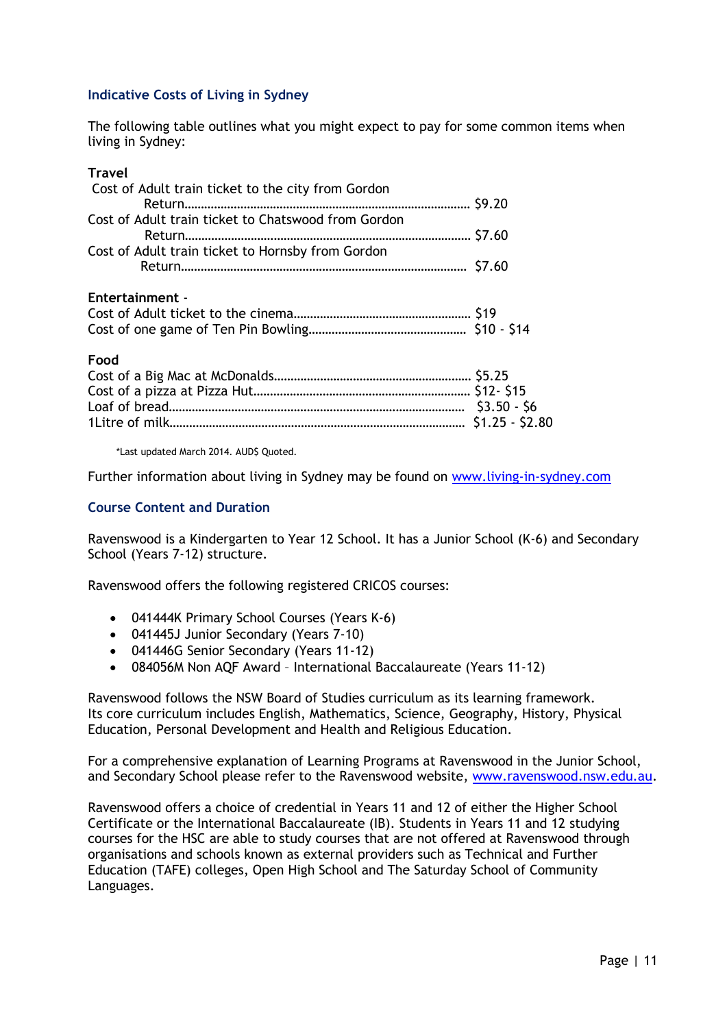## Indicative Costs of Living in Sydney

The following table outlines what you might expect to pay for some common items when living in Sydney:

**Travel**

Cost of Adult train ticket to the city from Gordon Return………………………………………… $9.20
Cost of Adult train ticket to Chatswood from Gordon Return………………………………………… $7.60
Cost of Adult train ticket to Hornsby from Gordon Return………………………………………… $7.60

**Entertainment** -

Cost of Adult ticket to the cinema………………………………………… $19
Cost of one game of Ten Pin Bowling………………………………………… $10 - $14

**Food**

Cost of a Big Mac at McDonalds………………………………………… $5.25
Cost of a pizza at Pizza Hut………………………………………… $12- $15
Loaf of bread………………………………………… $3.50 - $6
1Litre of milk………………………………………… $1.25 - $2.80

*Last updated March 2014. AUD$ Quoted.

Further information about living in Sydney may be found on www.living-in-sydney.com

## Course Content and Duration

Ravenswood is a Kindergarten to Year 12 School. It has a Junior School (K-6) and Secondary School (Years 7-12) structure.

Ravenswood offers the following registered CRICOS courses:

- 041444K Primary School Courses (Years K-6)
- 041445J Junior Secondary (Years 7-10)
- 041446G Senior Secondary (Years 11-12)
- 084056M Non AQF Award – International Baccalaureate (Years 11-12)

Ravenswood follows the NSW Board of Studies curriculum as its learning framework. Its core curriculum includes English, Mathematics, Science, Geography, History, Physical Education, Personal Development and Health and Religious Education.

For a comprehensive explanation of Learning Programs at Ravenswood in the Junior School, and Secondary School please refer to the Ravenswood website, www.ravenswood.nsw.edu.au.

Ravenswood offers a choice of credential in Years 11 and 12 of either the Higher School Certificate or the International Baccalaureate (IB). Students in Years 11 and 12 studying courses for the HSC are able to study courses that are not offered at Ravenswood through organisations and schools known as external providers such as Technical and Further Education (TAFE) colleges, Open High School and The Saturday School of Community Languages.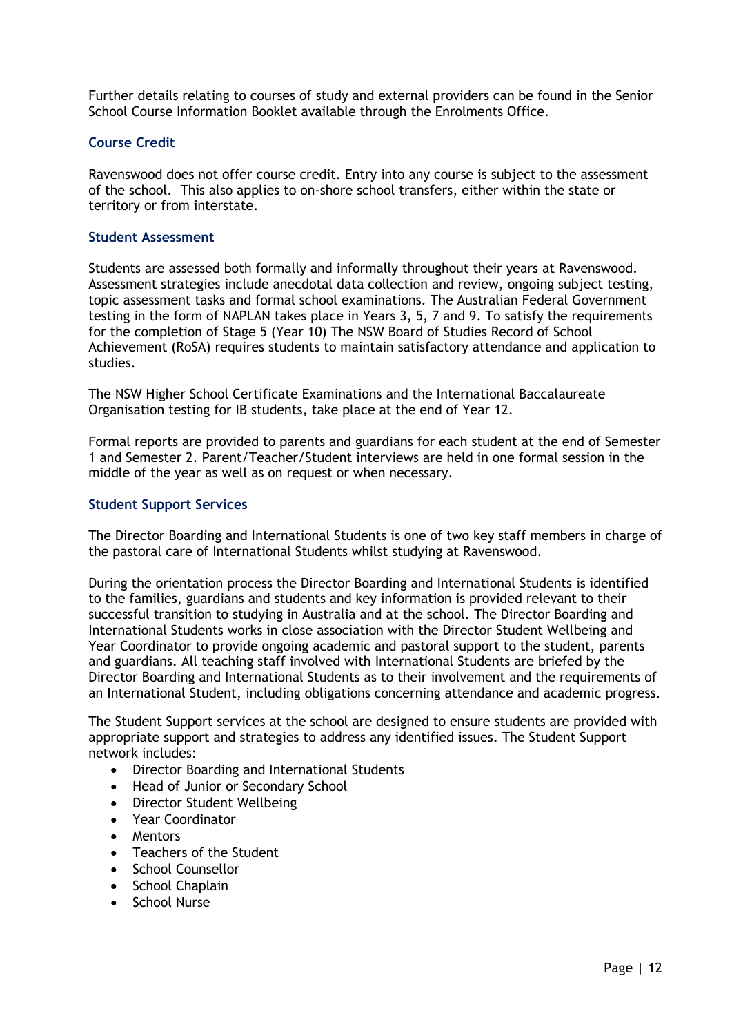Further details relating to courses of study and external providers can be found in the Senior School Course Information Booklet available through the Enrolments Office.

### Course Credit

Ravenswood does not offer course credit. Entry into any course is subject to the assessment of the school. This also applies to on-shore school transfers, either within the state or territory or from interstate.

### Student Assessment

Students are assessed both formally and informally throughout their years at Ravenswood. Assessment strategies include anecdotal data collection and review, ongoing subject testing, topic assessment tasks and formal school examinations. The Australian Federal Government testing in the form of NAPLAN takes place in Years 3, 5, 7 and 9. To satisfy the requirements for the completion of Stage 5 (Year 10) The NSW Board of Studies Record of School Achievement (RoSA) requires students to maintain satisfactory attendance and application to studies.

The NSW Higher School Certificate Examinations and the International Baccalaureate Organisation testing for IB students, take place at the end of Year 12.

Formal reports are provided to parents and guardians for each student at the end of Semester 1 and Semester 2. Parent/Teacher/Student interviews are held in one formal session in the middle of the year as well as on request or when necessary.

### Student Support Services

The Director Boarding and International Students is one of two key staff members in charge of the pastoral care of International Students whilst studying at Ravenswood.

During the orientation process the Director Boarding and International Students is identified to the families, guardians and students and key information is provided relevant to their successful transition to studying in Australia and at the school. The Director Boarding and International Students works in close association with the Director Student Wellbeing and Year Coordinator to provide ongoing academic and pastoral support to the student, parents and guardians. All teaching staff involved with International Students are briefed by the Director Boarding and International Students as to their involvement and the requirements of an International Student, including obligations concerning attendance and academic progress.

The Student Support services at the school are designed to ensure students are provided with appropriate support and strategies to address any identified issues. The Student Support network includes:

- Director Boarding and International Students
- Head of Junior or Secondary School
- Director Student Wellbeing
- Year Coordinator
- Mentors
- Teachers of the Student
- School Counsellor
- School Chaplain
- School Nurse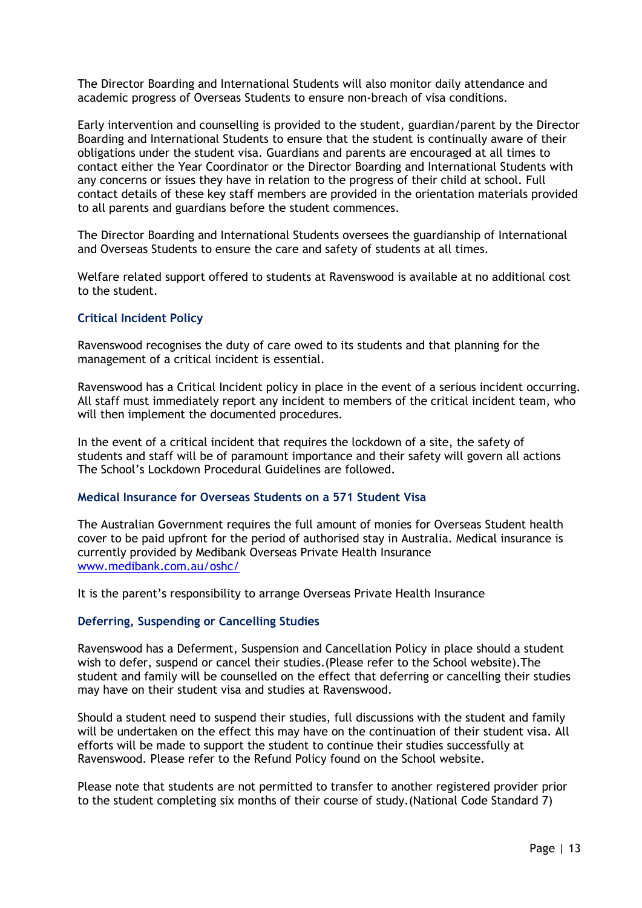The Director Boarding and International Students will also monitor daily attendance and academic progress of Overseas Students to ensure non-breach of visa conditions.

Early intervention and counselling is provided to the student, guardian/parent by the Director Boarding and International Students to ensure that the student is continually aware of their obligations under the student visa. Guardians and parents are encouraged at all times to contact either the Year Coordinator or the Director Boarding and International Students with any concerns or issues they have in relation to the progress of their child at school. Full contact details of these key staff members are provided in the orientation materials provided to all parents and guardians before the student commences.

The Director Boarding and International Students oversees the guardianship of International and Overseas Students to ensure the care and safety of students at all times.

Welfare related support offered to students at Ravenswood is available at no additional cost to the student.

### Critical Incident Policy

Ravenswood recognises the duty of care owed to its students and that planning for the management of a critical incident is essential.

Ravenswood has a Critical Incident policy in place in the event of a serious incident occurring. All staff must immediately report any incident to members of the critical incident team, who will then implement the documented procedures.

In the event of a critical incident that requires the lockdown of a site, the safety of students and staff will be of paramount importance and their safety will govern all actions The School's Lockdown Procedural Guidelines are followed.

### Medical Insurance for Overseas Students on a 571 Student Visa

The Australian Government requires the full amount of monies for Overseas Student health cover to be paid upfront for the period of authorised stay in Australia. Medical insurance is currently provided by Medibank Overseas Private Health Insurance [www.medibank.com.au/oshc/](http://www.medibank.com.au/oshc/)

It is the parent's responsibility to arrange Overseas Private Health Insurance

### Deferring, Suspending or Cancelling Studies

Ravenswood has a Deferment, Suspension and Cancellation Policy in place should a student wish to defer, suspend or cancel their studies.(Please refer to the School website).The student and family will be counselled on the effect that deferring or cancelling their studies may have on their student visa and studies at Ravenswood.

Should a student need to suspend their studies, full discussions with the student and family will be undertaken on the effect this may have on the continuation of their student visa. All efforts will be made to support the student to continue their studies successfully at Ravenswood. Please refer to the Refund Policy found on the School website.

Please note that students are not permitted to transfer to another registered provider prior to the student completing six months of their course of study.(National Code Standard 7)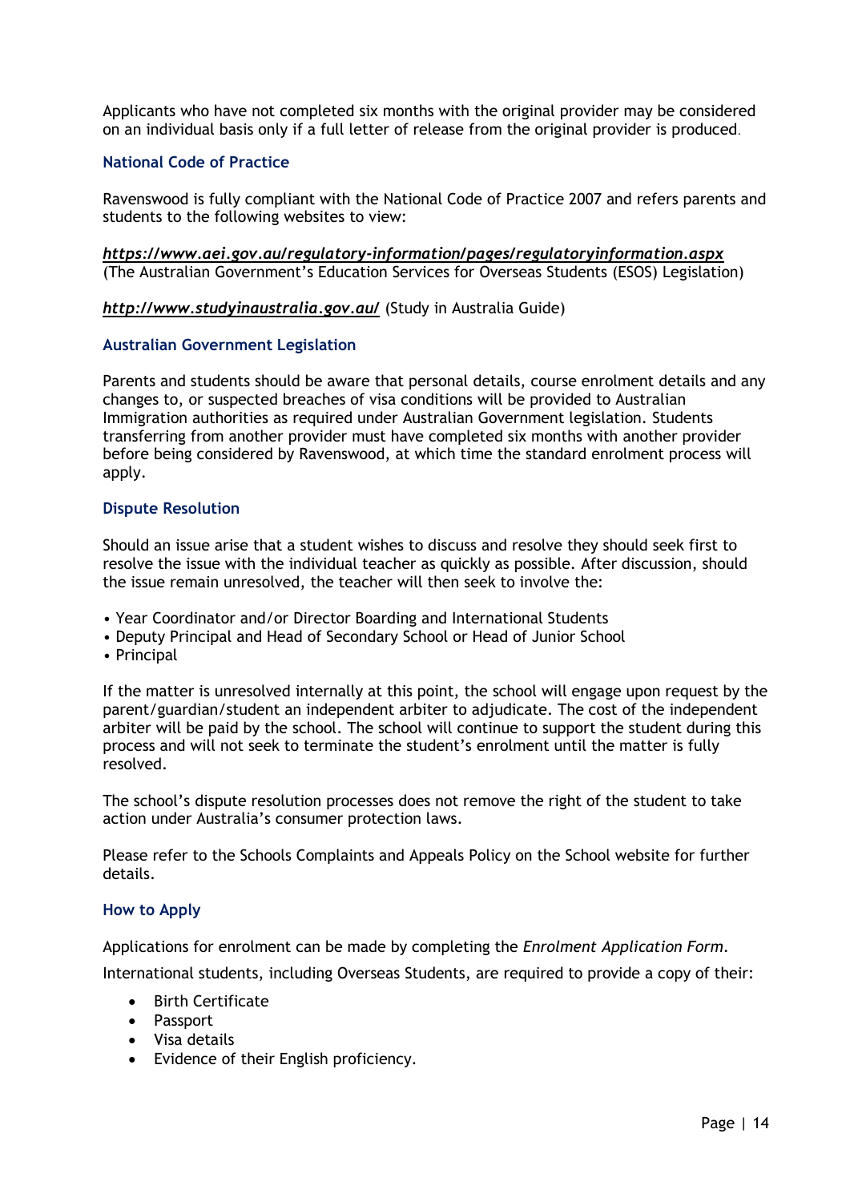Applicants who have not completed six months with the original provider may be considered on an individual basis only if a full letter of release from the original provider is produced.

### National Code of Practice

Ravenswood is fully compliant with the National Code of Practice 2007 and refers parents and students to the following websites to view:

***https://www.aei.gov.au/regulatory-information/pages/regulatoryinformation.aspx***
(The Australian Government's Education Services for Overseas Students (ESOS) Legislation)

***http://www.studyinaustralia.gov.au/*** (Study in Australia Guide)

### Australian Government Legislation

Parents and students should be aware that personal details, course enrolment details and any changes to, or suspected breaches of visa conditions will be provided to Australian Immigration authorities as required under Australian Government legislation. Students transferring from another provider must have completed six months with another provider before being considered by Ravenswood, at which time the standard enrolment process will apply.

### Dispute Resolution

Should an issue arise that a student wishes to discuss and resolve they should seek first to resolve the issue with the individual teacher as quickly as possible. After discussion, should the issue remain unresolved, the teacher will then seek to involve the:

- Year Coordinator and/or Director Boarding and International Students
- Deputy Principal and Head of Secondary School or Head of Junior School
- Principal

If the matter is unresolved internally at this point, the school will engage upon request by the parent/guardian/student an independent arbiter to adjudicate. The cost of the independent arbiter will be paid by the school. The school will continue to support the student during this process and will not seek to terminate the student's enrolment until the matter is fully resolved.

The school's dispute resolution processes does not remove the right of the student to take action under Australia's consumer protection laws.

Please refer to the Schools Complaints and Appeals Policy on the School website for further details.

### How to Apply

Applications for enrolment can be made by completing the *Enrolment Application Form*.

International students, including Overseas Students, are required to provide a copy of their:

- Birth Certificate
- Passport
- Visa details
- Evidence of their English proficiency.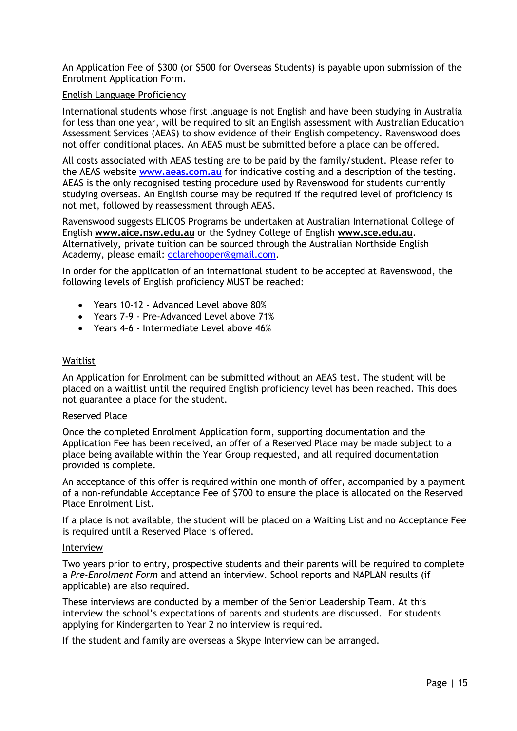An Application Fee of $300 (or $500 for Overseas Students) is payable upon submission of the Enrolment Application Form.

English Language Proficiency

International students whose first language is not English and have been studying in Australia for less than one year, will be required to sit an English assessment with Australian Education Assessment Services (AEAS) to show evidence of their English competency. Ravenswood does not offer conditional places. An AEAS must be submitted before a place can be offered.

All costs associated with AEAS testing are to be paid by the family/student. Please refer to the AEAS website **www.aeas.com.au** for indicative costing and a description of the testing. AEAS is the only recognised testing procedure used by Ravenswood for students currently studying overseas. An English course may be required if the required level of proficiency is not met, followed by reassessment through AEAS.

Ravenswood suggests ELICOS Programs be undertaken at Australian International College of English **www.aice.nsw.edu.au** or the Sydney College of English **www.sce.edu.au**. Alternatively, private tuition can be sourced through the Australian Northside English Academy, please email: cclarehooper@gmail.com.

In order for the application of an international student to be accepted at Ravenswood, the following levels of English proficiency MUST be reached:

- Years 10-12 - Advanced Level above 80%
- Years 7-9 - Pre-Advanced Level above 71%
- Years 4–6 - Intermediate Level above 46%

Waitlist

An Application for Enrolment can be submitted without an AEAS test. The student will be placed on a waitlist until the required English proficiency level has been reached. This does not guarantee a place for the student.

Reserved Place

Once the completed Enrolment Application form, supporting documentation and the Application Fee has been received, an offer of a Reserved Place may be made subject to a place being available within the Year Group requested, and all required documentation provided is complete.

An acceptance of this offer is required within one month of offer, accompanied by a payment of a non-refundable Acceptance Fee of $700 to ensure the place is allocated on the Reserved Place Enrolment List.

If a place is not available, the student will be placed on a Waiting List and no Acceptance Fee is required until a Reserved Place is offered.

Interview

Two years prior to entry, prospective students and their parents will be required to complete a *Pre-Enrolment Form* and attend an interview. School reports and NAPLAN results (if applicable) are also required.

These interviews are conducted by a member of the Senior Leadership Team. At this interview the school's expectations of parents and students are discussed. For students applying for Kindergarten to Year 2 no interview is required.

If the student and family are overseas a Skype Interview can be arranged.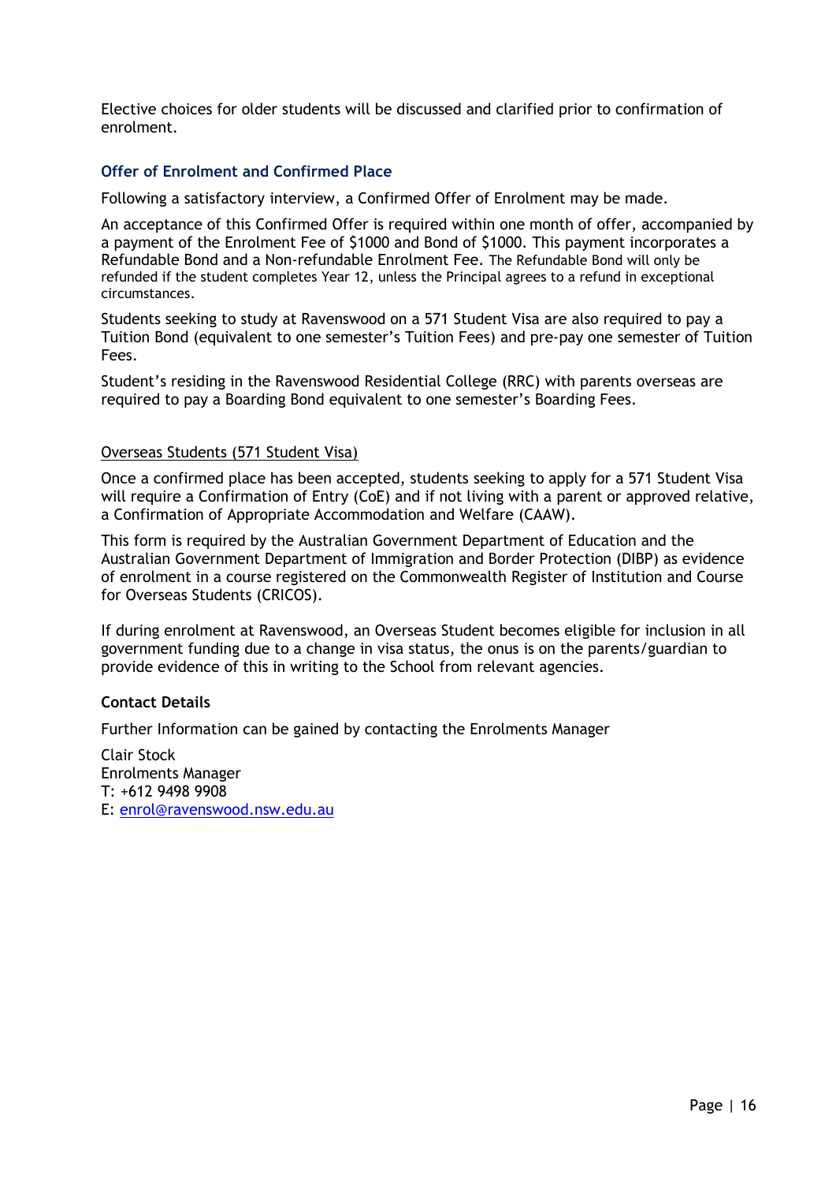Elective choices for older students will be discussed and clarified prior to confirmation of enrolment.

### Offer of Enrolment and Confirmed Place

Following a satisfactory interview, a Confirmed Offer of Enrolment may be made.

An acceptance of this Confirmed Offer is required within one month of offer, accompanied by a payment of the Enrolment Fee of $1000 and Bond of $1000. This payment incorporates a Refundable Bond and a Non-refundable Enrolment Fee. The Refundable Bond will only be refunded if the student completes Year 12, unless the Principal agrees to a refund in exceptional circumstances.

Students seeking to study at Ravenswood on a 571 Student Visa are also required to pay a Tuition Bond (equivalent to one semester's Tuition Fees) and pre-pay one semester of Tuition Fees.

Student's residing in the Ravenswood Residential College (RRC) with parents overseas are required to pay a Boarding Bond equivalent to one semester's Boarding Fees.

Overseas Students (571 Student Visa)

Once a confirmed place has been accepted, students seeking to apply for a 571 Student Visa will require a Confirmation of Entry (CoE) and if not living with a parent or approved relative, a Confirmation of Appropriate Accommodation and Welfare (CAAW).

This form is required by the Australian Government Department of Education and the Australian Government Department of Immigration and Border Protection (DIBP) as evidence of enrolment in a course registered on the Commonwealth Register of Institution and Course for Overseas Students (CRICOS).

If during enrolment at Ravenswood, an Overseas Student becomes eligible for inclusion in all government funding due to a change in visa status, the onus is on the parents/guardian to provide evidence of this in writing to the School from relevant agencies.

**Contact Details**

Further Information can be gained by contacting the Enrolments Manager

Clair Stock
Enrolments Manager
T: +612 9498 9908
E: enrol@ravenswood.nsw.edu.au